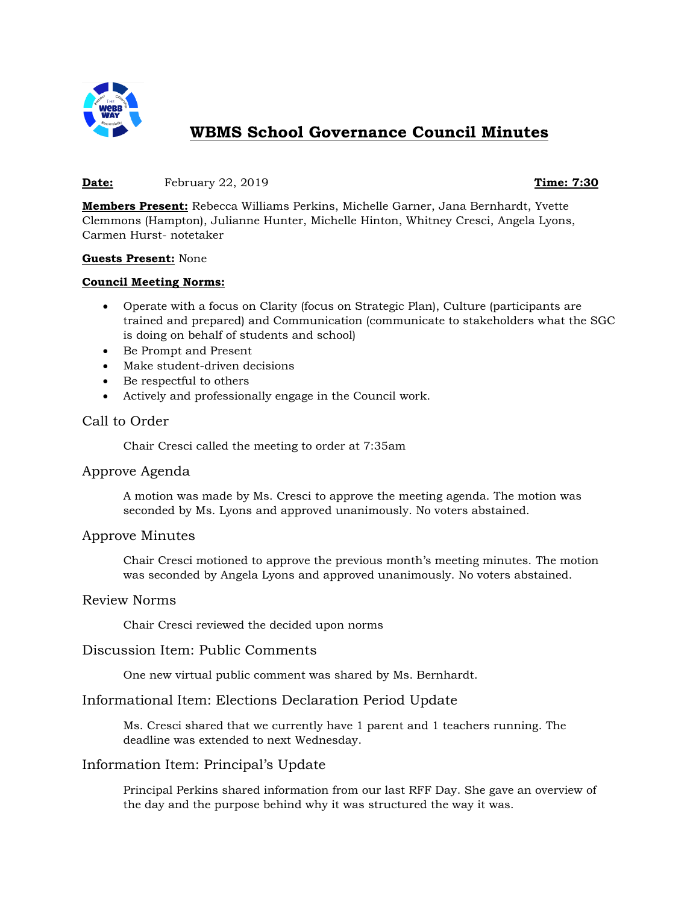# WBMS School Governance Council Minutes

**Date:** February 22, 2019 **Time: 7:30**

**Members Present:** Rebecca Williams Perkins, Michelle Garner, Jana Bernhardt, Yvette Clemmons (Hampton), Julianne Hunter, Michelle Hinton, Whitney Cresci, Angela Lyons, Carmen Hurst- notetaker

**Guests Present:** None

**Council Meeting Norms:**

- Operate with a focus on Clarity (focus on Strategic Plan), Culture (participants are trained and prepared) and Communication (communicate to stakeholders what the SGC is doing on behalf of students and school)
- Be Prompt and Present
- Make student-driven decisions
- Be respectful to others
- Actively and professionally engage in the Council work.

## Call to Order

Chair Cresci called the meeting to order at 7:35am

## Approve Agenda

A motion was made by Ms. Cresci to approve the meeting agenda. The motion was seconded by Ms. Lyons and approved unanimously. No voters abstained.

## Approve Minutes

Chair Cresci motioned to approve the previous month's meeting minutes. The motion was seconded by Angela Lyons and approved unanimously. No voters abstained.

## Review Norms

Chair Cresci reviewed the decided upon norms

## Discussion Item: Public Comments

One new virtual public comment was shared by Ms. Bernhardt.

## Informational Item: Elections Declaration Period Update

Ms. Cresci shared that we currently have 1 parent and 1 teachers running. The deadline was extended to next Wednesday.

## Information Item: Principal's Update

Principal Perkins shared information from our last RFF Day. She gave an overview of the day and the purpose behind why it was structured the way it was.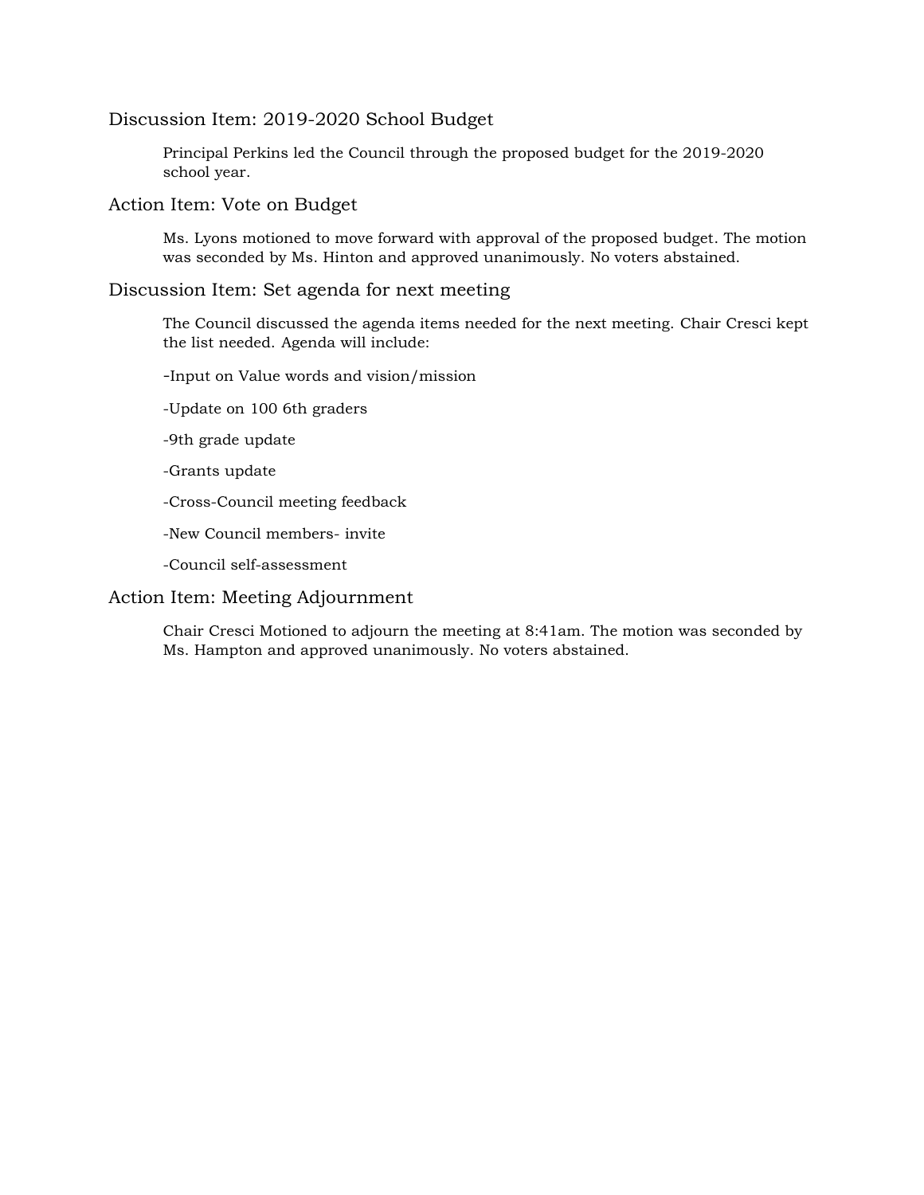## Discussion Item: 2019-2020 School Budget

Principal Perkins led the Council through the proposed budget for the 2019-2020 school year.

## Action Item: Vote on Budget

Ms. Lyons motioned to move forward with approval of the proposed budget. The motion was seconded by Ms. Hinton and approved unanimously. No voters abstained.

## Discussion Item: Set agenda for next meeting

The Council discussed the agenda items needed for the next meeting. Chair Cresci kept the list needed. Agenda will include:

-Input on Value words and vision/mission

-Update on 100 6th graders

-9th grade update

-Grants update

-Cross-Council meeting feedback

-New Council members- invite

-Council self-assessment

## Action Item: Meeting Adjournment

Chair Cresci Motioned to adjourn the meeting at 8:41am. The motion was seconded by Ms. Hampton and approved unanimously. No voters abstained.